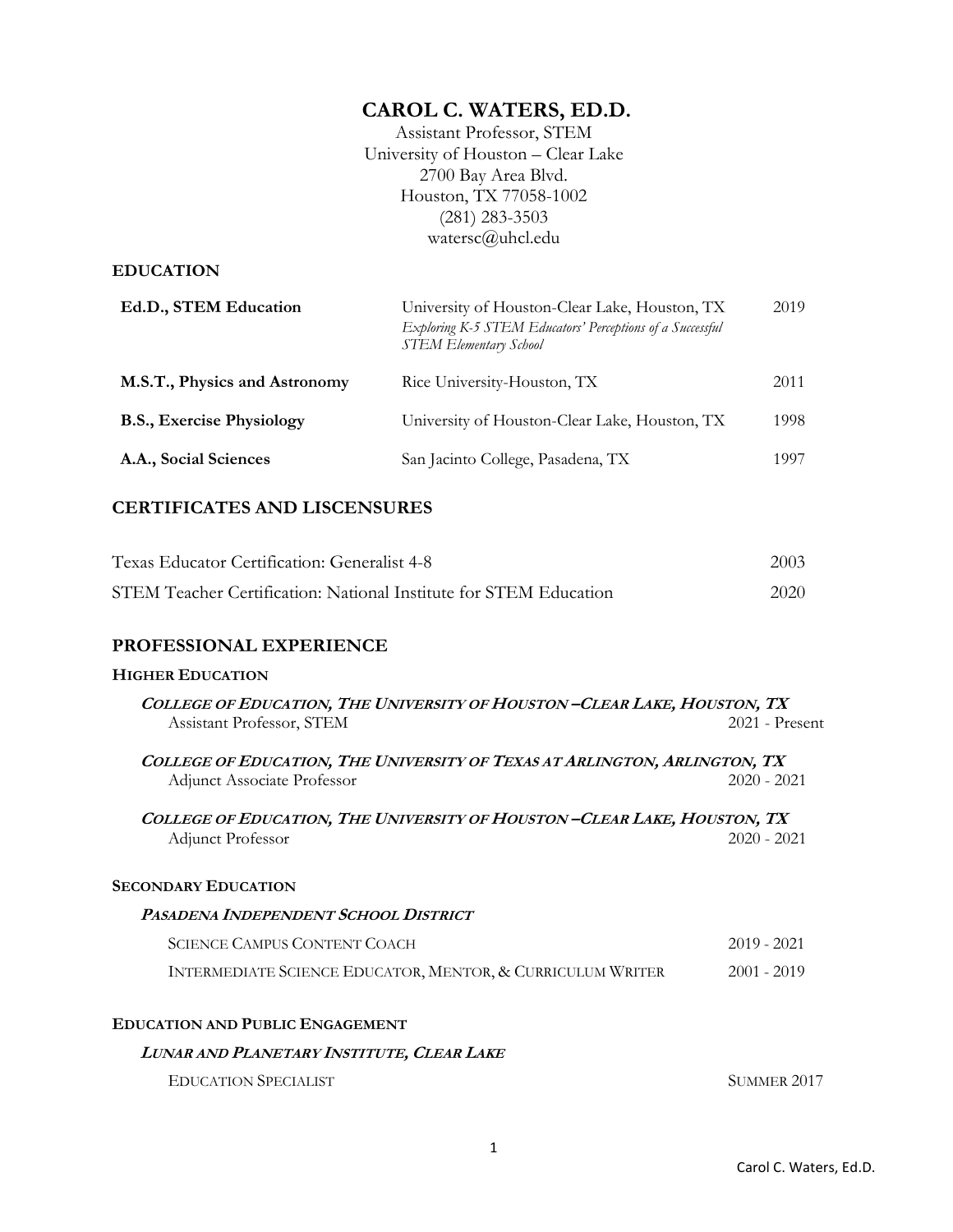# CAROL C. WATERS, ED.D.

Assistant Professor, STEM
University of Houston – Clear Lake
2700 Bay Area Blvd.
Houston, TX 77058-1002
(281) 283-3503
watersc@uhcl.edu

## EDUCATION

| | | |
|---|---|---|
| **Ed.D., STEM Education** | University of Houston-Clear Lake, Houston, TX<br>*Exploring K-5 STEM Educators' Perceptions of a Successful STEM Elementary School* | 2019 |
| **M.S.T., Physics and Astronomy** | Rice University-Houston, TX | 2011 |
| **B.S., Exercise Physiology** | University of Houston-Clear Lake, Houston, TX | 1998 |
| **A.A., Social Sciences** | San Jacinto College, Pasadena, TX | 1997 |

## CERTIFICATES AND LISCENSURES

| | |
|---|---|
| Texas Educator Certification: Generalist 4-8 | 2003 |
| STEM Teacher Certification: National Institute for STEM Education | 2020 |

## PROFESSIONAL EXPERIENCE

### HIGHER EDUCATION

***COLLEGE OF EDUCATION, THE UNIVERSITY OF HOUSTON –CLEAR LAKE, HOUSTON, TX***
Assistant Professor, STEM — 2021 - Present

***COLLEGE OF EDUCATION, THE UNIVERSITY OF TEXAS AT ARLINGTON, ARLINGTON, TX***
Adjunct Associate Professor — 2020 - 2021

***COLLEGE OF EDUCATION, THE UNIVERSITY OF HOUSTON –CLEAR LAKE, HOUSTON, TX***
Adjunct Professor — 2020 - 2021

### SECONDARY EDUCATION

***PASADENA INDEPENDENT SCHOOL DISTRICT***

SCIENCE CAMPUS CONTENT COACH — 2019 - 2021

INTERMEDIATE SCIENCE EDUCATOR, MENTOR, & CURRICULUM WRITER — 2001 - 2019

### EDUCATION AND PUBLIC ENGAGEMENT

***LUNAR AND PLANETARY INSTITUTE, CLEAR LAKE***

EDUCATION SPECIALIST — SUMMER 2017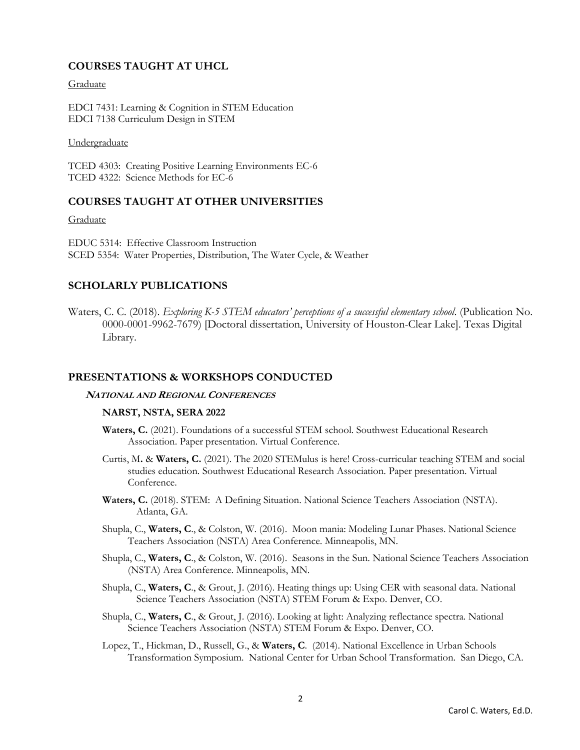## COURSES TAUGHT AT UHCL

Graduate

EDCI 7431: Learning & Cognition in STEM Education
EDCI 7138 Curriculum Design in STEM

Undergraduate

TCED 4303: Creating Positive Learning Environments EC-6
TCED 4322: Science Methods for EC-6

## COURSES TAUGHT AT OTHER UNIVERSITIES

Graduate

EDUC 5314: Effective Classroom Instruction
SCED 5354: Water Properties, Distribution, The Water Cycle, & Weather

## SCHOLARLY PUBLICATIONS

Waters, C. C. (2018). *Exploring K-5 STEM educators' perceptions of a successful elementary school.* (Publication No. 0000-0001-9962-7679) [Doctoral dissertation, University of Houston-Clear Lake]. Texas Digital Library.

## PRESENTATIONS & WORKSHOPS CONDUCTED

### NATIONAL AND REGIONAL CONFERENCES

#### NARST, NSTA, SERA 2022

**Waters, C.** (2021). Foundations of a successful STEM school. Southwest Educational Research Association. Paper presentation. Virtual Conference.

Curtis, M**.** & **Waters, C.** (2021). The 2020 STEMulus is here! Cross-curricular teaching STEM and social studies education. Southwest Educational Research Association. Paper presentation. Virtual Conference.

**Waters, C.** (2018). STEM: A Defining Situation. National Science Teachers Association (NSTA). Atlanta, GA.

Shupla, C., **Waters, C**., & Colston, W. (2016). Moon mania: Modeling Lunar Phases. National Science Teachers Association (NSTA) Area Conference. Minneapolis, MN.

Shupla, C., **Waters, C**., & Colston, W. (2016). Seasons in the Sun. National Science Teachers Association (NSTA) Area Conference. Minneapolis, MN.

Shupla, C., **Waters, C**., & Grout, J. (2016). Heating things up: Using CER with seasonal data. National Science Teachers Association (NSTA) STEM Forum & Expo. Denver, CO.

Shupla, C., **Waters, C**., & Grout, J. (2016). Looking at light: Analyzing reflectance spectra. National Science Teachers Association (NSTA) STEM Forum & Expo. Denver, CO.

Lopez, T., Hickman, D., Russell, G., & **Waters, C**. (2014). National Excellence in Urban Schools Transformation Symposium. National Center for Urban School Transformation. San Diego, CA.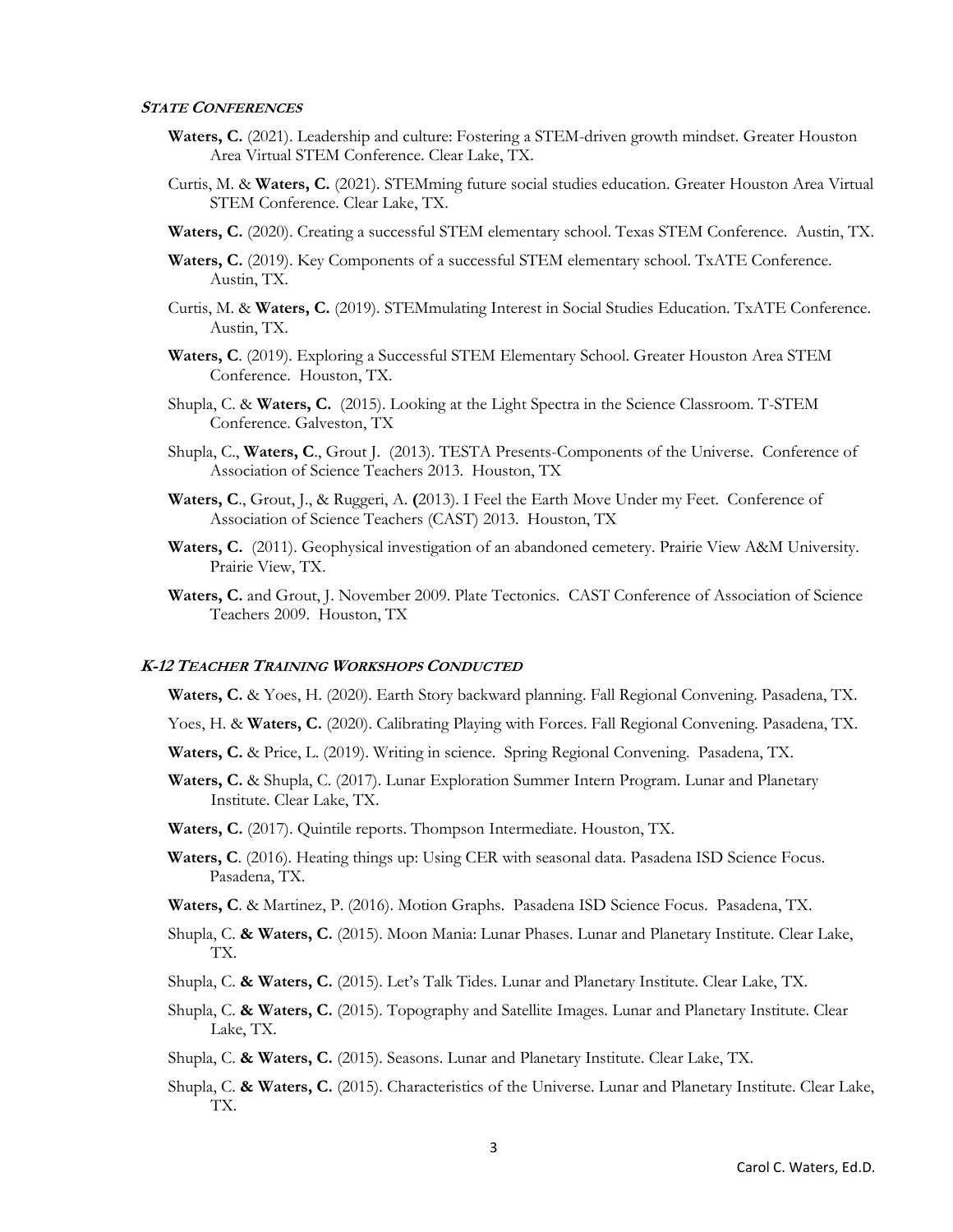### ***State Conferences***

**Waters, C.** (2021). Leadership and culture: Fostering a STEM-driven growth mindset. Greater Houston Area Virtual STEM Conference. Clear Lake, TX.

Curtis, M. & **Waters, C.** (2021). STEMming future social studies education. Greater Houston Area Virtual STEM Conference. Clear Lake, TX.

**Waters, C.** (2020). Creating a successful STEM elementary school. Texas STEM Conference. Austin, TX.

**Waters, C.** (2019). Key Components of a successful STEM elementary school. TxATE Conference. Austin, TX.

Curtis, M. & **Waters, C.** (2019). STEMmulating Interest in Social Studies Education. TxATE Conference. Austin, TX.

**Waters, C**. (2019). Exploring a Successful STEM Elementary School. Greater Houston Area STEM Conference. Houston, TX.

Shupla, C. & **Waters, C.** (2015). Looking at the Light Spectra in the Science Classroom. T-STEM Conference. Galveston, TX

Shupla, C., **Waters, C**., Grout J. (2013). TESTA Presents-Components of the Universe. Conference of Association of Science Teachers 2013. Houston, TX

**Waters, C**., Grout, J., & Ruggeri, A. **(**2013). I Feel the Earth Move Under my Feet. Conference of Association of Science Teachers (CAST) 2013. Houston, TX

**Waters, C.** (2011). Geophysical investigation of an abandoned cemetery. Prairie View A&M University. Prairie View, TX.

**Waters, C.** and Grout, J. November 2009. Plate Tectonics. CAST Conference of Association of Science Teachers 2009. Houston, TX

### ***K-12 Teacher Training Workshops Conducted***

**Waters, C.** & Yoes, H. (2020). Earth Story backward planning. Fall Regional Convening. Pasadena, TX.

Yoes, H. & **Waters, C.** (2020). Calibrating Playing with Forces. Fall Regional Convening. Pasadena, TX.

**Waters, C.** & Price, L. (2019). Writing in science. Spring Regional Convening. Pasadena, TX.

**Waters, C.** & Shupla, C. (2017). Lunar Exploration Summer Intern Program. Lunar and Planetary Institute. Clear Lake, TX.

**Waters, C.** (2017). Quintile reports. Thompson Intermediate. Houston, TX.

**Waters, C**. (2016). Heating things up: Using CER with seasonal data. Pasadena ISD Science Focus. Pasadena, TX.

**Waters, C**. & Martinez, P. (2016). Motion Graphs. Pasadena ISD Science Focus. Pasadena, TX.

Shupla, C. **& Waters, C.** (2015). Moon Mania: Lunar Phases. Lunar and Planetary Institute. Clear Lake, TX.

Shupla, C. **& Waters, C.** (2015). Let's Talk Tides. Lunar and Planetary Institute. Clear Lake, TX.

Shupla, C. **& Waters, C.** (2015). Topography and Satellite Images. Lunar and Planetary Institute. Clear Lake, TX.

Shupla, C. **& Waters, C.** (2015). Seasons. Lunar and Planetary Institute. Clear Lake, TX.

Shupla, C. **& Waters, C.** (2015). Characteristics of the Universe. Lunar and Planetary Institute. Clear Lake, TX.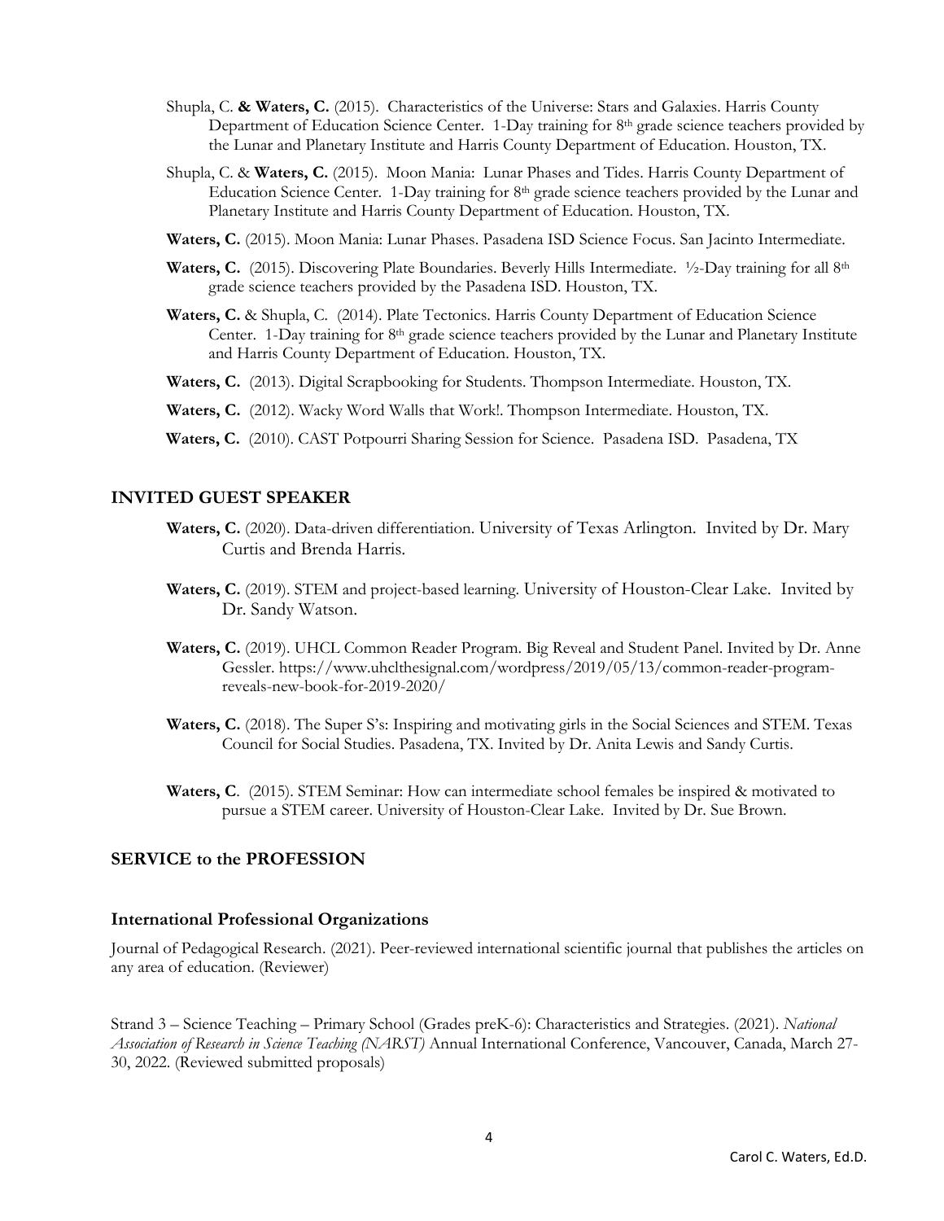Shupla, C. **& Waters, C.** (2015). Characteristics of the Universe: Stars and Galaxies. Harris County Department of Education Science Center. 1-Day training for 8th grade science teachers provided by the Lunar and Planetary Institute and Harris County Department of Education. Houston, TX.

Shupla, C. & **Waters, C.** (2015). Moon Mania: Lunar Phases and Tides. Harris County Department of Education Science Center. 1-Day training for 8th grade science teachers provided by the Lunar and Planetary Institute and Harris County Department of Education. Houston, TX.

**Waters, C.** (2015). Moon Mania: Lunar Phases. Pasadena ISD Science Focus. San Jacinto Intermediate.

**Waters, C.** (2015). Discovering Plate Boundaries. Beverly Hills Intermediate. ½-Day training for all 8th grade science teachers provided by the Pasadena ISD. Houston, TX.

**Waters, C.** & Shupla, C. (2014). Plate Tectonics. Harris County Department of Education Science Center. 1-Day training for 8th grade science teachers provided by the Lunar and Planetary Institute and Harris County Department of Education. Houston, TX.

**Waters, C.** (2013). Digital Scrapbooking for Students. Thompson Intermediate. Houston, TX.

**Waters, C.** (2012). Wacky Word Walls that Work!. Thompson Intermediate. Houston, TX.

**Waters, C.** (2010). CAST Potpourri Sharing Session for Science. Pasadena ISD. Pasadena, TX

## INVITED GUEST SPEAKER

**Waters, C.** (2020). Data-driven differentiation. University of Texas Arlington. Invited by Dr. Mary Curtis and Brenda Harris.

**Waters, C.** (2019). STEM and project-based learning. University of Houston-Clear Lake. Invited by Dr. Sandy Watson.

**Waters, C.** (2019). UHCL Common Reader Program. Big Reveal and Student Panel. Invited by Dr. Anne Gessler. https://www.uhclthesignal.com/wordpress/2019/05/13/common-reader-program-reveals-new-book-for-2019-2020/

**Waters, C.** (2018). The Super S's: Inspiring and motivating girls in the Social Sciences and STEM. Texas Council for Social Studies. Pasadena, TX. Invited by Dr. Anita Lewis and Sandy Curtis.

**Waters, C**. (2015). STEM Seminar: How can intermediate school females be inspired & motivated to pursue a STEM career. University of Houston-Clear Lake. Invited by Dr. Sue Brown.

## SERVICE to the PROFESSION

### International Professional Organizations

Journal of Pedagogical Research. (2021). Peer-reviewed international scientific journal that publishes the articles on any area of education. (Reviewer)

Strand 3 – Science Teaching – Primary School (Grades preK-6): Characteristics and Strategies. (2021). *National Association of Research in Science Teaching (NARST)* Annual International Conference, Vancouver, Canada, March 27-30, 2022. (Reviewed submitted proposals)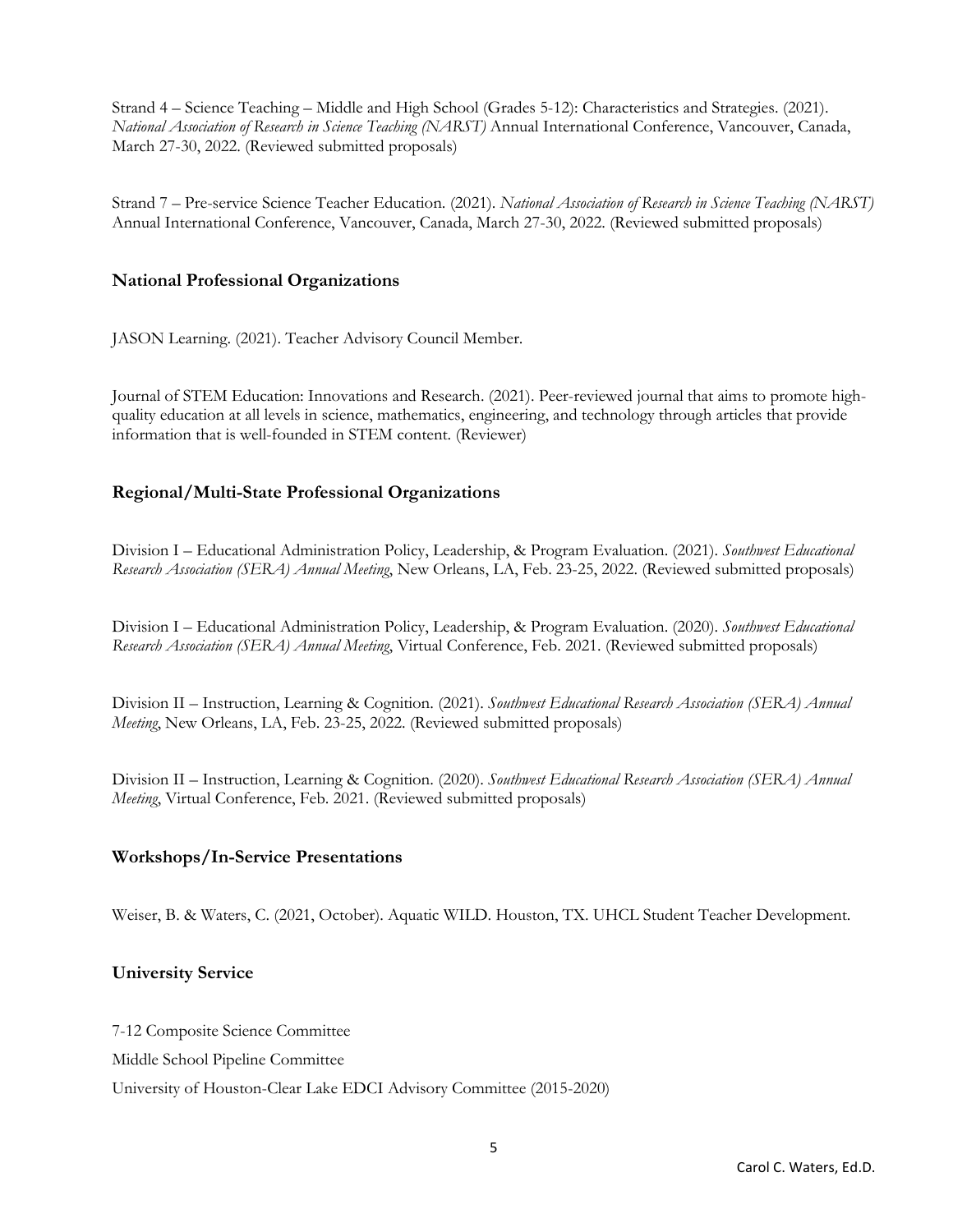Strand 4 – Science Teaching – Middle and High School (Grades 5-12): Characteristics and Strategies. (2021). *National Association of Research in Science Teaching (NARST)* Annual International Conference, Vancouver, Canada, March 27-30, 2022. (Reviewed submitted proposals)

Strand 7 – Pre-service Science Teacher Education. (2021). *National Association of Research in Science Teaching (NARST)* Annual International Conference, Vancouver, Canada, March 27-30, 2022. (Reviewed submitted proposals)

### National Professional Organizations

JASON Learning. (2021). Teacher Advisory Council Member.

Journal of STEM Education: Innovations and Research. (2021). Peer-reviewed journal that aims to promote high-quality education at all levels in science, mathematics, engineering, and technology through articles that provide information that is well-founded in STEM content. (Reviewer)

### Regional/Multi-State Professional Organizations

Division I – Educational Administration Policy, Leadership, & Program Evaluation. (2021). *Southwest Educational Research Association (SERA) Annual Meeting*, New Orleans, LA, Feb. 23-25, 2022. (Reviewed submitted proposals)

Division I – Educational Administration Policy, Leadership, & Program Evaluation. (2020). *Southwest Educational Research Association (SERA) Annual Meeting*, Virtual Conference, Feb. 2021. (Reviewed submitted proposals)

Division II – Instruction, Learning & Cognition. (2021). *Southwest Educational Research Association (SERA) Annual Meeting*, New Orleans, LA, Feb. 23-25, 2022. (Reviewed submitted proposals)

Division II – Instruction, Learning & Cognition. (2020). *Southwest Educational Research Association (SERA) Annual Meeting*, Virtual Conference, Feb. 2021. (Reviewed submitted proposals)

### Workshops/In-Service Presentations

Weiser, B. & Waters, C. (2021, October). Aquatic WILD. Houston, TX. UHCL Student Teacher Development.

### University Service

7-12 Composite Science Committee

Middle School Pipeline Committee

University of Houston-Clear Lake EDCI Advisory Committee (2015-2020)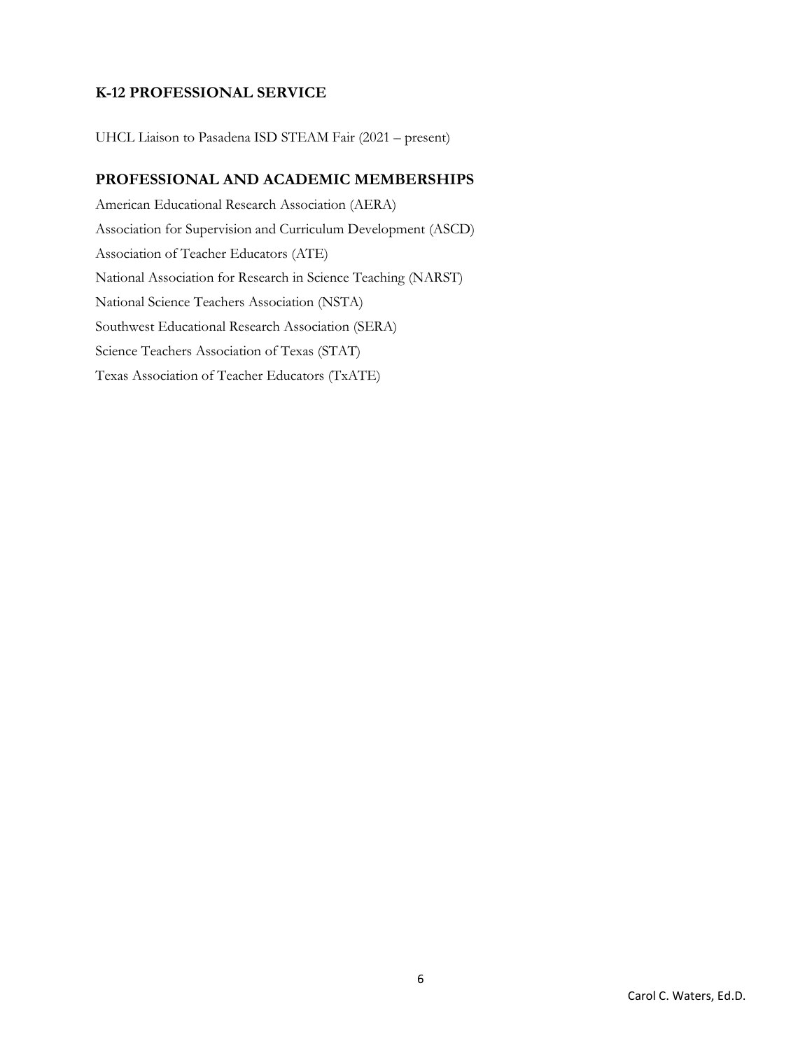## K-12 PROFESSIONAL SERVICE

UHCL Liaison to Pasadena ISD STEAM Fair (2021 – present)

## PROFESSIONAL AND ACADEMIC MEMBERSHIPS

American Educational Research Association (AERA)

Association for Supervision and Curriculum Development (ASCD)

Association of Teacher Educators (ATE)

National Association for Research in Science Teaching (NARST)

National Science Teachers Association (NSTA)

Southwest Educational Research Association (SERA)

Science Teachers Association of Texas (STAT)

Texas Association of Teacher Educators (TxATE)